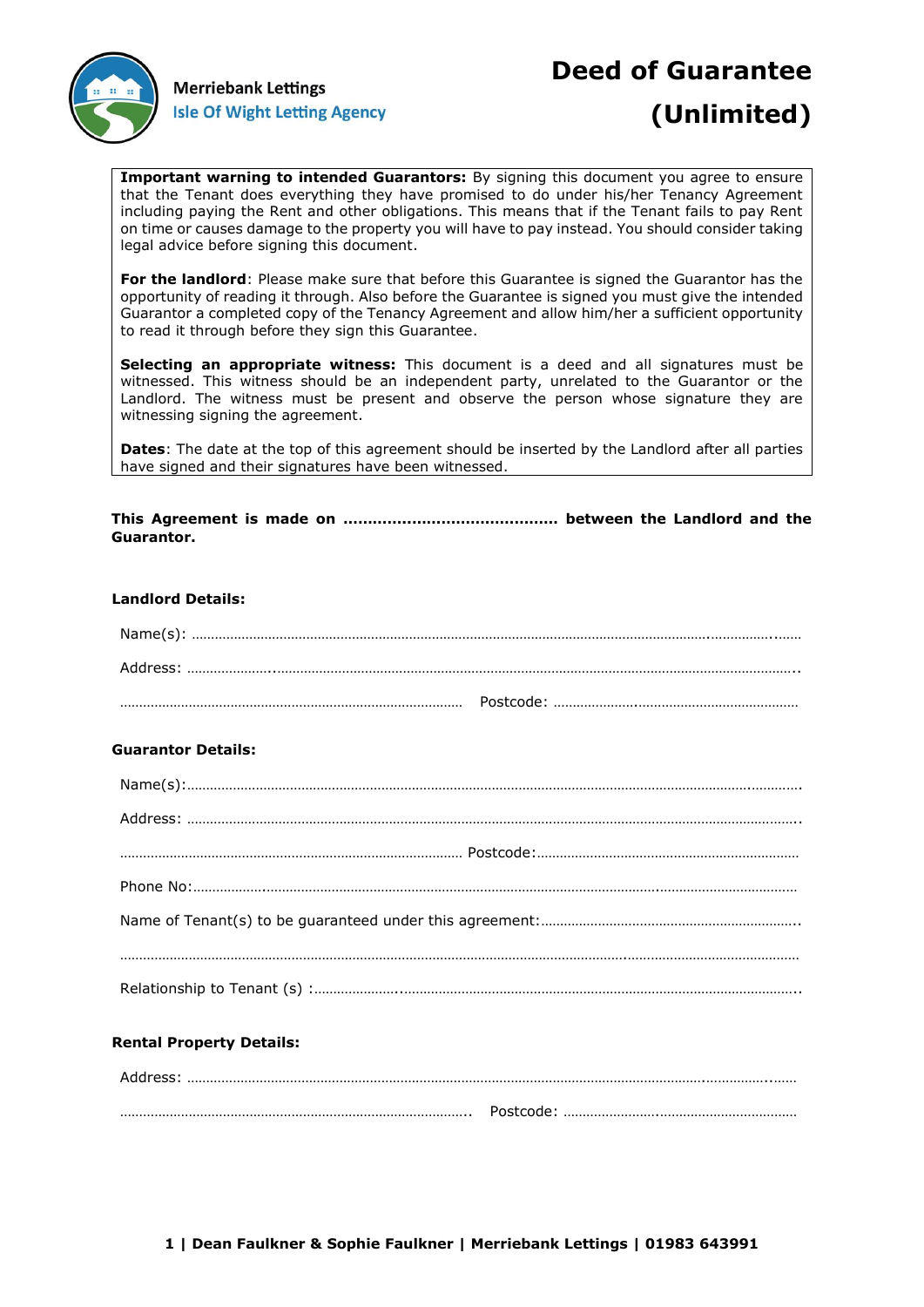Merriebank Lettings
Isle Of Wight Letting Agency

# Deed of Guarantee (Unlimited)

**Important warning to intended Guarantors:** By signing this document you agree to ensure that the Tenant does everything they have promised to do under his/her Tenancy Agreement including paying the Rent and other obligations. This means that if the Tenant fails to pay Rent on time or causes damage to the property you will have to pay instead. You should consider taking legal advice before signing this document.

**For the landlord**: Please make sure that before this Guarantee is signed the Guarantor has the opportunity of reading it through. Also before the Guarantee is signed you must give the intended Guarantor a completed copy of the Tenancy Agreement and allow him/her a sufficient opportunity to read it through before they sign this Guarantee.

**Selecting an appropriate witness:** This document is a deed and all signatures must be witnessed. This witness should be an independent party, unrelated to the Guarantor or the Landlord. The witness must be present and observe the person whose signature they are witnessing signing the agreement.

**Dates**: The date at the top of this agreement should be inserted by the Landlord after all parties have signed and their signatures have been witnessed.

**This Agreement is made on ……………………………………… between the Landlord and the Guarantor.**

**Landlord Details:**

Name(s): ……………………………………………………………………………………………………………………………

Address: ……………………………………………………………………………………………………………………………

………………………………………………………………………………… Postcode: ……………………………………………

**Guarantor Details:**

Name(s):……………………………………………………………………………………………………………………………

Address: ……………………………………………………………………………………………………………………………

………………………………………………………………………………… Postcode:……………………………………………

Phone No:……………………………………………………………………………………………………………………………

Name of Tenant(s) to be guaranteed under this agreement:……………………………………………………

……………………………………………………………………………………………………………………………………………

Relationship to Tenant (s) :………………………………………………………………………………………………

**Rental Property Details:**

Address: ……………………………………………………………………………………………………………………………

………………………………………………………………………………… Postcode: ……………………………………………

1 | Dean Faulkner & Sophie Faulkner | Merriebank Lettings | 01983 643991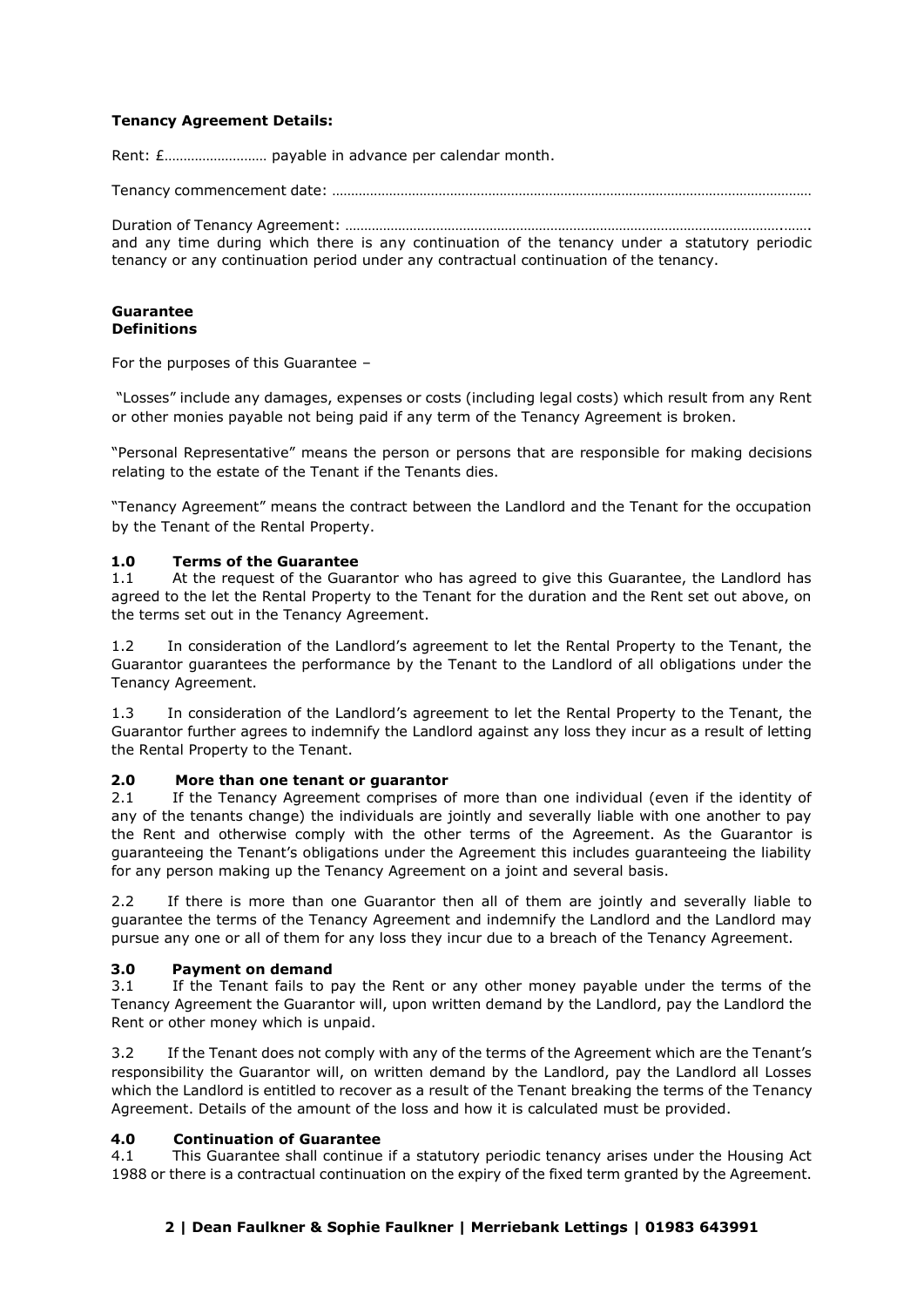**Tenancy Agreement Details:**

Rent: £……………………… payable in advance per calendar month.

Tenancy commencement date: ……………………………………………………………………………………………………………

Duration of Tenancy Agreement: …………………………………………………………………………………………………..……. and any time during which there is any continuation of the tenancy under a statutory periodic tenancy or any continuation period under any contractual continuation of the tenancy.

**Guarantee**
**Definitions**

For the purposes of this Guarantee –

"Losses" include any damages, expenses or costs (including legal costs) which result from any Rent or other monies payable not being paid if any term of the Tenancy Agreement is broken.

"Personal Representative" means the person or persons that are responsible for making decisions relating to the estate of the Tenant if the Tenants dies.

"Tenancy Agreement" means the contract between the Landlord and the Tenant for the occupation by the Tenant of the Rental Property.

**1.0 Terms of the Guarantee**

1.1 At the request of the Guarantor who has agreed to give this Guarantee, the Landlord has agreed to the let the Rental Property to the Tenant for the duration and the Rent set out above, on the terms set out in the Tenancy Agreement.

1.2 In consideration of the Landlord's agreement to let the Rental Property to the Tenant, the Guarantor guarantees the performance by the Tenant to the Landlord of all obligations under the Tenancy Agreement.

1.3 In consideration of the Landlord's agreement to let the Rental Property to the Tenant, the Guarantor further agrees to indemnify the Landlord against any loss they incur as a result of letting the Rental Property to the Tenant.

**2.0 More than one tenant or guarantor**

2.1 If the Tenancy Agreement comprises of more than one individual (even if the identity of any of the tenants change) the individuals are jointly and severally liable with one another to pay the Rent and otherwise comply with the other terms of the Agreement. As the Guarantor is guaranteeing the Tenant's obligations under the Agreement this includes guaranteeing the liability for any person making up the Tenancy Agreement on a joint and several basis.

2.2 If there is more than one Guarantor then all of them are jointly and severally liable to guarantee the terms of the Tenancy Agreement and indemnify the Landlord and the Landlord may pursue any one or all of them for any loss they incur due to a breach of the Tenancy Agreement.

**3.0 Payment on demand**

3.1 If the Tenant fails to pay the Rent or any other money payable under the terms of the Tenancy Agreement the Guarantor will, upon written demand by the Landlord, pay the Landlord the Rent or other money which is unpaid.

3.2 If the Tenant does not comply with any of the terms of the Agreement which are the Tenant's responsibility the Guarantor will, on written demand by the Landlord, pay the Landlord all Losses which the Landlord is entitled to recover as a result of the Tenant breaking the terms of the Tenancy Agreement. Details of the amount of the loss and how it is calculated must be provided.

**4.0 Continuation of Guarantee**

4.1 This Guarantee shall continue if a statutory periodic tenancy arises under the Housing Act 1988 or there is a contractual continuation on the expiry of the fixed term granted by the Agreement.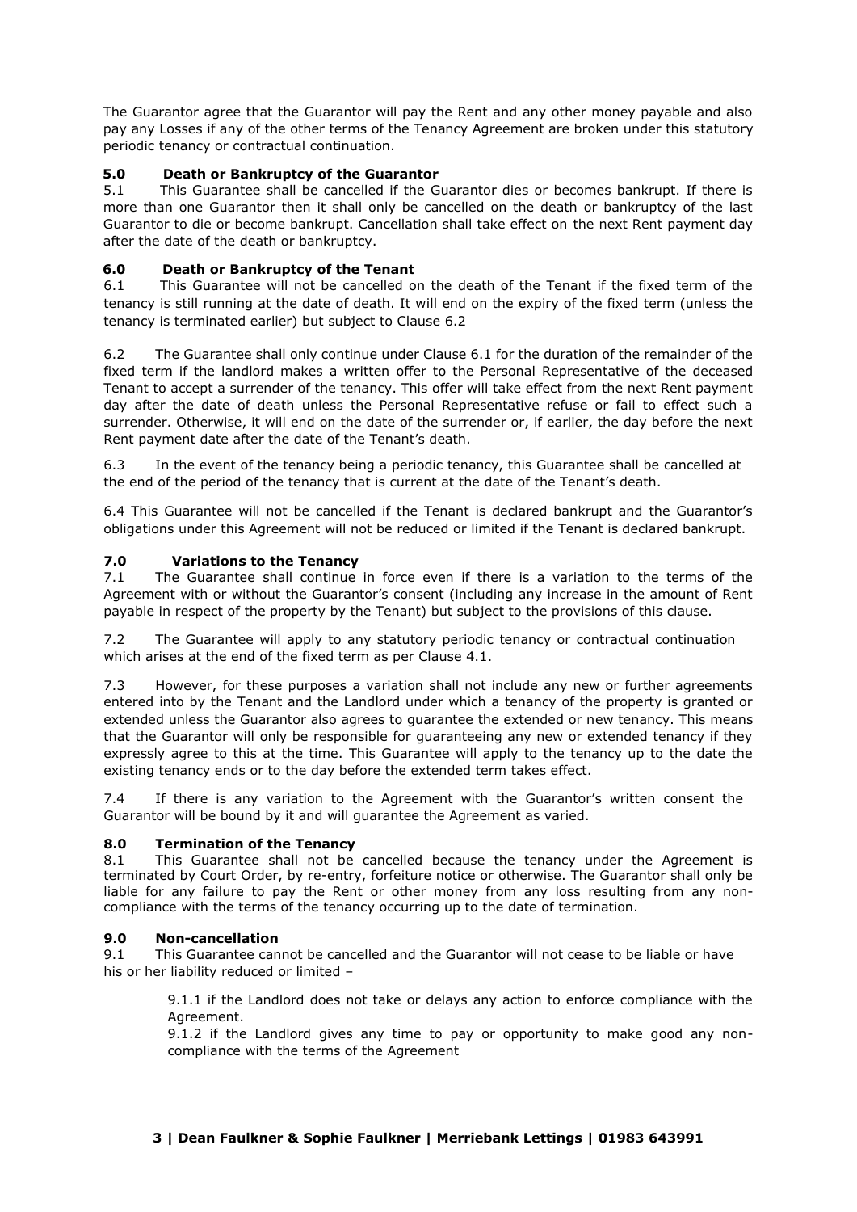The Guarantor agree that the Guarantor will pay the Rent and any other money payable and also pay any Losses if any of the other terms of the Tenancy Agreement are broken under this statutory periodic tenancy or contractual continuation.

### 5.0 Death or Bankruptcy of the Guarantor

5.1 This Guarantee shall be cancelled if the Guarantor dies or becomes bankrupt. If there is more than one Guarantor then it shall only be cancelled on the death or bankruptcy of the last Guarantor to die or become bankrupt. Cancellation shall take effect on the next Rent payment day after the date of the death or bankruptcy.

### 6.0 Death or Bankruptcy of the Tenant

6.1 This Guarantee will not be cancelled on the death of the Tenant if the fixed term of the tenancy is still running at the date of death. It will end on the expiry of the fixed term (unless the tenancy is terminated earlier) but subject to Clause 6.2

6.2 The Guarantee shall only continue under Clause 6.1 for the duration of the remainder of the fixed term if the landlord makes a written offer to the Personal Representative of the deceased Tenant to accept a surrender of the tenancy. This offer will take effect from the next Rent payment day after the date of death unless the Personal Representative refuse or fail to effect such a surrender. Otherwise, it will end on the date of the surrender or, if earlier, the day before the next Rent payment date after the date of the Tenant's death.

6.3 In the event of the tenancy being a periodic tenancy, this Guarantee shall be cancelled at the end of the period of the tenancy that is current at the date of the Tenant's death.

6.4 This Guarantee will not be cancelled if the Tenant is declared bankrupt and the Guarantor's obligations under this Agreement will not be reduced or limited if the Tenant is declared bankrupt.

### 7.0 Variations to the Tenancy

7.1 The Guarantee shall continue in force even if there is a variation to the terms of the Agreement with or without the Guarantor's consent (including any increase in the amount of Rent payable in respect of the property by the Tenant) but subject to the provisions of this clause.

7.2 The Guarantee will apply to any statutory periodic tenancy or contractual continuation which arises at the end of the fixed term as per Clause 4.1.

7.3 However, for these purposes a variation shall not include any new or further agreements entered into by the Tenant and the Landlord under which a tenancy of the property is granted or extended unless the Guarantor also agrees to guarantee the extended or new tenancy. This means that the Guarantor will only be responsible for guaranteeing any new or extended tenancy if they expressly agree to this at the time. This Guarantee will apply to the tenancy up to the date the existing tenancy ends or to the day before the extended term takes effect.

7.4 If there is any variation to the Agreement with the Guarantor's written consent the Guarantor will be bound by it and will guarantee the Agreement as varied.

### 8.0 Termination of the Tenancy

8.1 This Guarantee shall not be cancelled because the tenancy under the Agreement is terminated by Court Order, by re-entry, forfeiture notice or otherwise. The Guarantor shall only be liable for any failure to pay the Rent or other money from any loss resulting from any non-compliance with the terms of the tenancy occurring up to the date of termination.

### 9.0 Non-cancellation

9.1 This Guarantee cannot be cancelled and the Guarantor will not cease to be liable or have his or her liability reduced or limited –

> 9.1.1 if the Landlord does not take or delays any action to enforce compliance with the Agreement.
>
> 9.1.2 if the Landlord gives any time to pay or opportunity to make good any non-compliance with the terms of the Agreement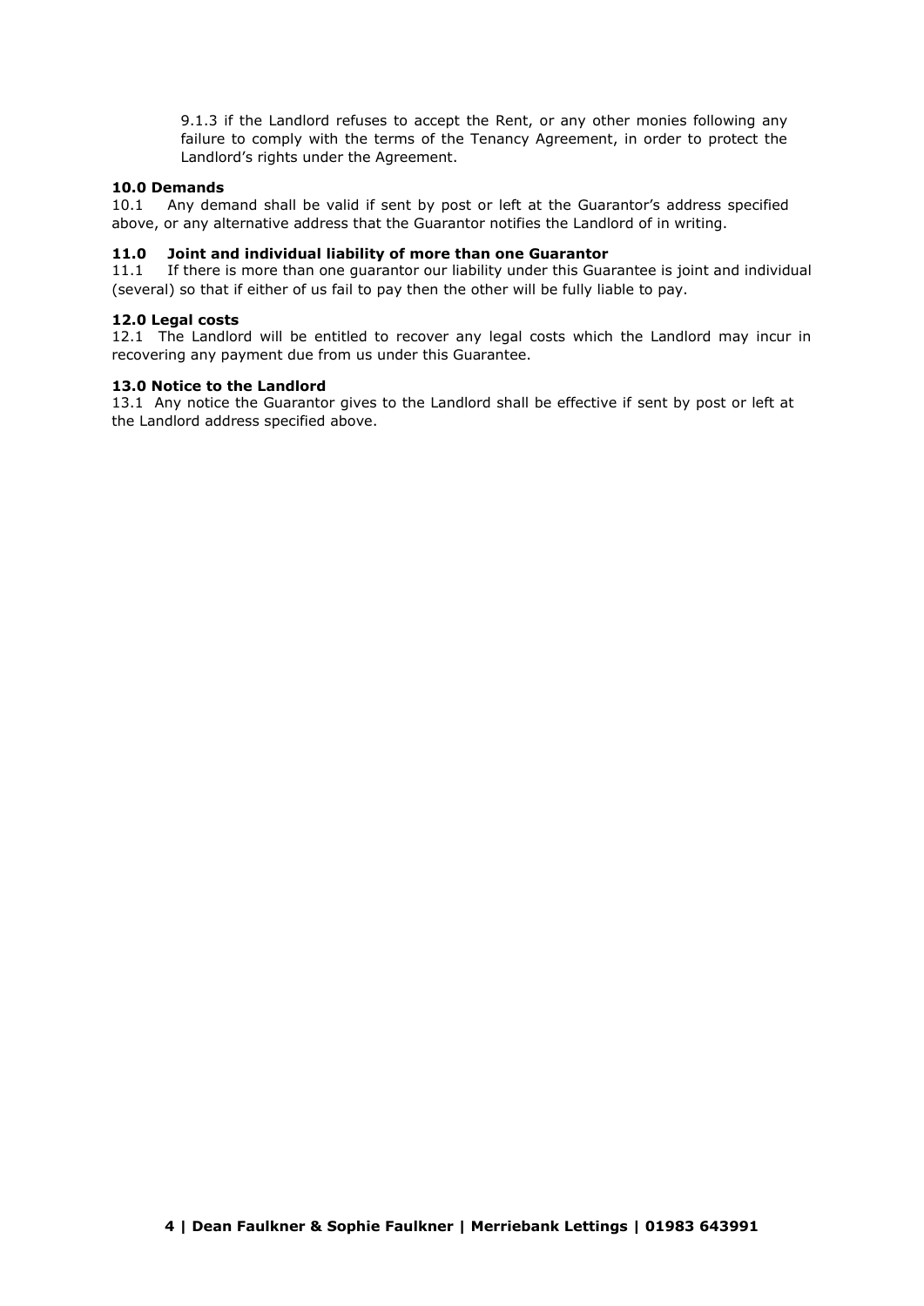9.1.3 if the Landlord refuses to accept the Rent, or any other monies following any failure to comply with the terms of the Tenancy Agreement, in order to protect the Landlord's rights under the Agreement.

**10.0 Demands**

10.1 Any demand shall be valid if sent by post or left at the Guarantor's address specified above, or any alternative address that the Guarantor notifies the Landlord of in writing.

**11.0 Joint and individual liability of more than one Guarantor**

11.1 If there is more than one guarantor our liability under this Guarantee is joint and individual (several) so that if either of us fail to pay then the other will be fully liable to pay.

**12.0 Legal costs**

12.1 The Landlord will be entitled to recover any legal costs which the Landlord may incur in recovering any payment due from us under this Guarantee.

**13.0 Notice to the Landlord**

13.1 Any notice the Guarantor gives to the Landlord shall be effective if sent by post or left at the Landlord address specified above.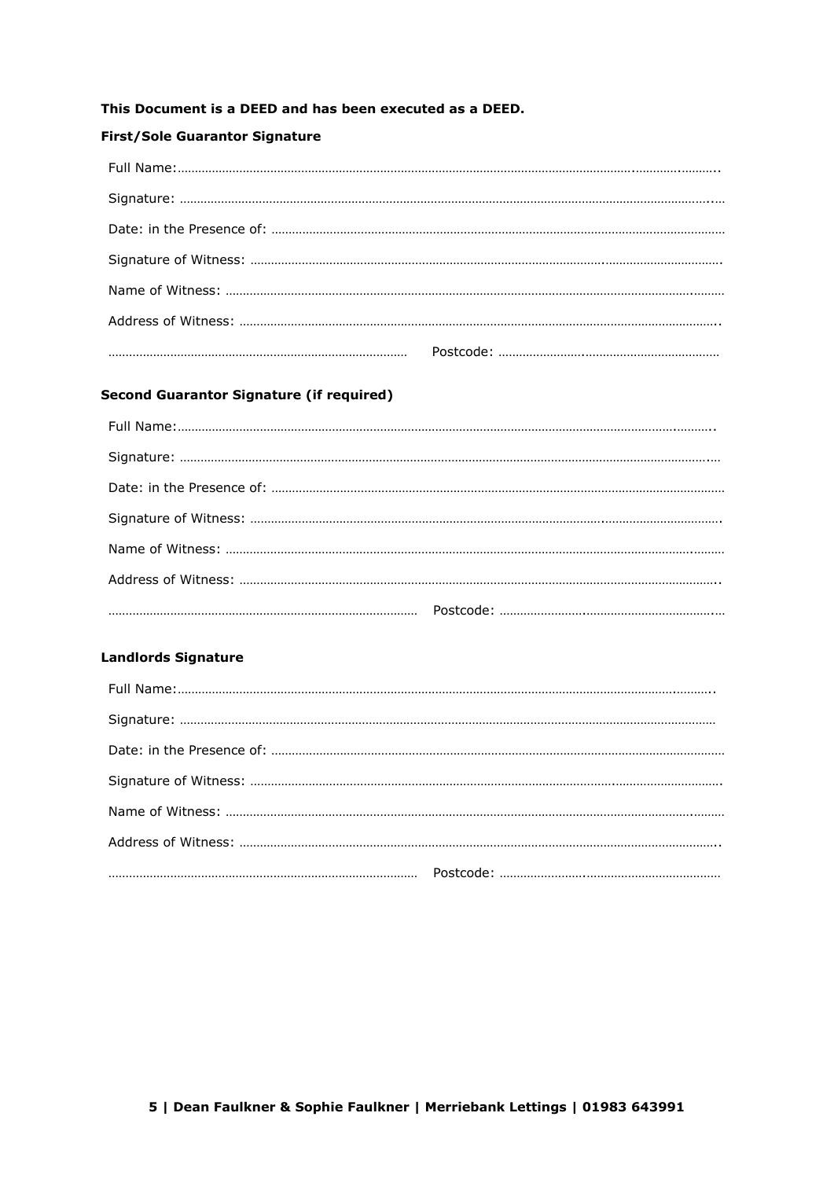**This Document is a DEED and has been executed as a DEED.**

**First/Sole Guarantor Signature**

Full Name:………………………………………………………………………………………………………………………..………….………..

Signature: ………………………………………………………………………………………………………………………………………….…

Date: in the Presence of: ……………………………………………………………………………………………………………………

Signature of Witness: ………………………………………………………………………………………….…………………………….

Name of Witness: ……………………………………………………………………………………………………………………….………

Address of Witness: ……………………………………………………………………………………………………………………………..

…………………………………………………………………………… Postcode: ……………………..………………………………

**Second Guarantor Signature (if required)**

Full Name:…………………………………………………………………………………………………………………………………..………..

Signature: ………………………………………………………………………………………………………………………………………..…

Date: in the Presence of: ……………………………………………………………………………………………………………………

Signature of Witness: …………………………………………………………………………………………..…………………………….

Name of Witness: ……………………………………………………………………………………………………………………….………

Address of Witness: ……………………………………………………………………………………………………………………………..

……………………………………………………………………………… Postcode: ……………………..…………………………….…

**Landlords Signature**

Full Name:…………………………………………………………………………………………………………………………………..………..

Signature: ………………………………………………………………………………………………………………………………………

Date: in the Presence of: ……………………………………………………………………………………………………………………

Signature of Witness: …………………………………………………………………………………………..…………………………….

Name of Witness: ……………………………………………………………………………………………………………………….………

Address of Witness: ……………………………………………………………………………………………………………………………..

……………………………………………………………………………… Postcode: ……………………..……………………………